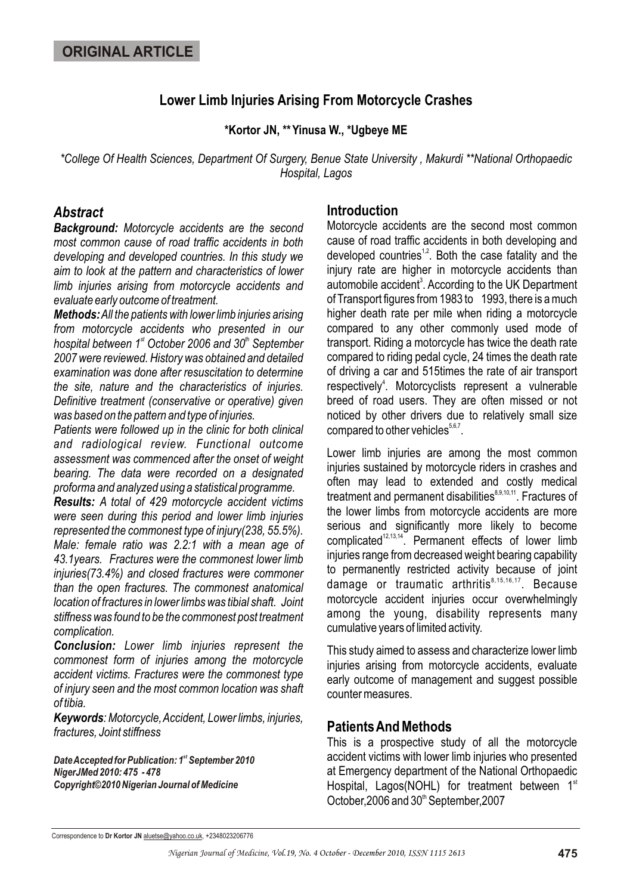ORIGINAL ARTICLE

# Lower Limb Injuries Arising From Motorcycle Crashes

**\*Kortor JN, \*\* Yinusa W., \*Ugbeye ME**

*\*College Of Health Sciences, Department Of Surgery, Benue State University , Makurdi \*\*National Orthopaedic Hospital, Lagos*

## *Abstract*

***Background:*** *Motorcycle accidents are the second most common cause of road traffic accidents in both developing and developed countries. In this study we aim to look at the pattern and characteristics of lower limb injuries arising from motorcycle accidents and evaluate early outcome of treatment.*

***Methods:*** *All the patients with lower limb injuries arising from motorcycle accidents who presented in our hospital between 1st October 2006 and 30th September 2007 were reviewed. History was obtained and detailed examination was done after resuscitation to determine the site, nature and the characteristics of injuries. Definitive treatment (conservative or operative) given was based on the pattern and type of injuries.*

*Patients were followed up in the clinic for both clinical and radiological review. Functional outcome assessment was commenced after the onset of weight bearing. The data were recorded on a designated proforma and analyzed using a statistical programme.*

***Results:*** *A total of 429 motorcycle accident victims were seen during this period and lower limb injuries represented the commonest type of injury(238, 55.5%). Male: female ratio was 2.2:1 with a mean age of 43.1years. Fractures were the commonest lower limb injuries(73.4%) and closed fractures were commoner than the open fractures. The commonest anatomical location of fractures in lower limbs was tibial shaft. Joint stiffness was found to be the commonest post treatment complication.*

***Conclusion:*** *Lower limb injuries represent the commonest form of injuries among the motorcycle accident victims. Fractures were the commonest type of injury seen and the most common location was shaft of tibia.*

***Keywords****: Motorcycle, Accident, Lower limbs, injuries, fractures, Joint stiffness*

***Date Accepted for Publication: 1st September 2010***
***NigerJMed 2010: 475 - 478***
***Copyright©2010 Nigerian Journal of Medicine***

## Introduction

Motorcycle accidents are the second most common cause of road traffic accidents in both developing and developed countries[1,2]. Both the case fatality and the injury rate are higher in motorcycle accidents than automobile accident[3]. According to the UK Department of Transport figures from 1983 to 1993, there is a much higher death rate per mile when riding a motorcycle compared to any other commonly used mode of transport. Riding a motorcycle has twice the death rate compared to riding pedal cycle, 24 times the death rate of driving a car and 515times the rate of air transport respectively[4]. Motorcyclists represent a vulnerable breed of road users. They are often missed or not noticed by other drivers due to relatively small size compared to other vehicles[5,6,7].

Lower limb injuries are among the most common injuries sustained by motorcycle riders in crashes and often may lead to extended and costly medical treatment and permanent disabilities[8,9,10,11]. Fractures of the lower limbs from motorcycle accidents are more serious and significantly more likely to become complicated[12,13,14]. Permanent effects of lower limb injuries range from decreased weight bearing capability to permanently restricted activity because of joint damage or traumatic arthritis[8,15,16,17]. Because motorcycle accident injuries occur overwhelmingly among the young, disability represents many cumulative years of limited activity.

This study aimed to assess and characterize lower limb injuries arising from motorcycle accidents, evaluate early outcome of management and suggest possible counter measures.

## Patients And Methods

This is a prospective study of all the motorcycle accident victims with lower limb injuries who presented at Emergency department of the National Orthopaedic Hospital, Lagos(NOHL) for treatment between 1st October,2006 and 30th September,2007

Correspondence to **Dr Kortor JN** aluetse@yahoo.co.uk, +2348023206776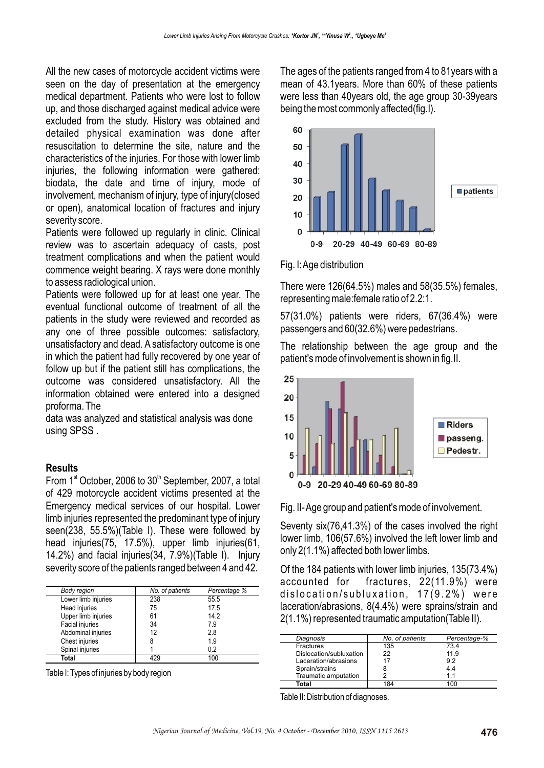All the new cases of motorcycle accident victims were seen on the day of presentation at the emergency medical department. Patients who were lost to follow up, and those discharged against medical advice were excluded from the study. History was obtained and detailed physical examination was done after resuscitation to determine the site, nature and the characteristics of the injuries. For those with lower limb injuries, the following information were gathered: biodata, the date and time of injury, mode of involvement, mechanism of injury, type of injury(closed or open), anatomical location of fractures and injury severity score.

Patients were followed up regularly in clinic. Clinical review was to ascertain adequacy of casts, post treatment complications and when the patient would commence weight bearing. X rays were done monthly to assess radiological union.

Patients were followed up for at least one year. The eventual functional outcome of treatment of all the patients in the study were reviewed and recorded as any one of three possible outcomes: satisfactory, unsatisfactory and dead. A satisfactory outcome is one in which the patient had fully recovered by one year of follow up but if the patient still has complications, the outcome was considered unsatisfactory. All the information obtained were entered into a designed proforma. The data was analyzed and statistical analysis was done using SPSS .

## Results

From 1st October, 2006 to 30th September, 2007, a total of 429 motorcycle accident victims presented at the Emergency medical services of our hospital. Lower limb injuries represented the predominant type of injury seen(238, 55.5%)(Table I). These were followed by head injuries(75, 17.5%), upper limb injuries(61, 14.2%) and facial injuries(34, 7.9%)(Table I). Injury severity score of the patients ranged between 4 and 42.

| Body region | No. of patients | Percentage % |
|---|---|---|
| Lower limb injuries | 238 | 55.5 |
| Head injuries | 75 | 17.5 |
| Upper limb injuries | 61 | 14.2 |
| Facial injuries | 34 | 7.9 |
| Abdominal injuries | 12 | 2.8 |
| Chest injuries | 8 | 1.9 |
| Spinal injuries | 1 | 0.2 |
| **Total** | 429 | 100 |

Table I: Types of injuries by body region

The ages of the patients ranged from 4 to 81years with a mean of 43.1years. More than 60% of these patients were less than 40years old, the age group 30-39years being the most commonly affected(fig.I).

Fig. I: Age distribution

There were 126(64.5%) males and 58(35.5%) females, representing male:female ratio of 2.2:1.

57(31.0%) patients were riders, 67(36.4%) were passengers and 60(32.6%) were pedestrians.

The relationship between the age group and the patient's mode of involvement is shown in fig.II.

Fig. II- Age group and patient's mode of involvement.

Seventy six(76,41.3%) of the cases involved the right lower limb, 106(57.6%) involved the left lower limb and only 2(1.1%) affected both lower limbs.

Of the 184 patients with lower limb injuries, 135(73.4%) accounted for fractures, 22(11.9%) were dislocation/subluxation, 17(9.2%) were laceration/abrasions, 8(4.4%) were sprains/strain and 2(1.1%) represented traumatic amputation(Table II).

| Diagnosis | No. of patients | Percentage-% |
|---|---|---|
| Fractures | 135 | 73.4 |
| Dislocation/subluxation | 22 | 11.9 |
| Laceration/abrasions | 17 | 9.2 |
| Sprain/strains | 8 | 4.4 |
| Traumatic amputation | 2 | 1.1 |
| **Total** | 184 | 100 |

Table II: Distribution of diagnoses.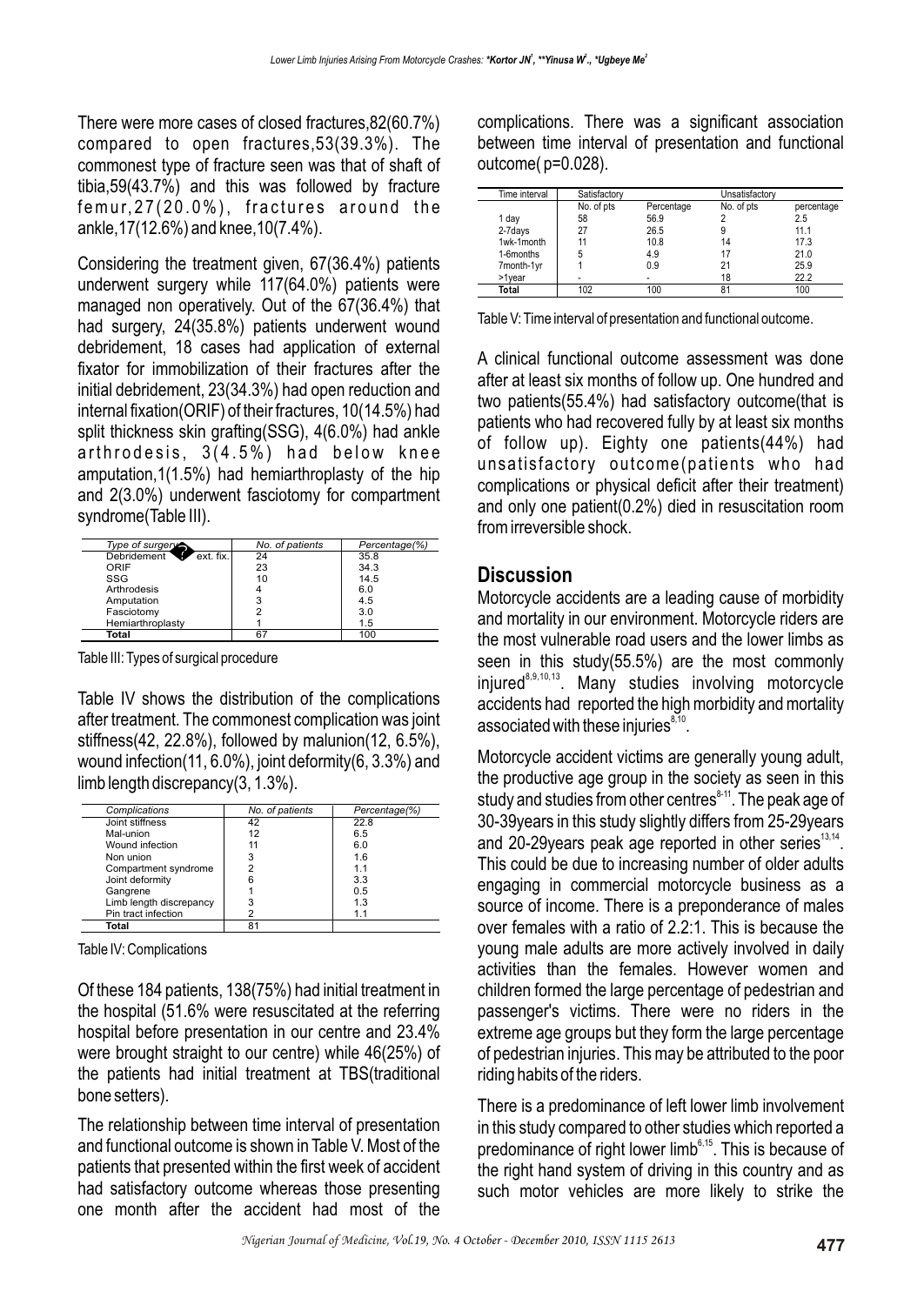There were more cases of closed fractures,82(60.7%) compared to open fractures,53(39.3%). The commonest type of fracture seen was that of shaft of tibia,59(43.7%) and this was followed by fracture femur,27(20.0%), fractures around the ankle,17(12.6%) and knee,10(7.4%).

Considering the treatment given, 67(36.4%) patients underwent surgery while 117(64.0%) patients were managed non operatively. Out of the 67(36.4%) that had surgery, 24(35.8%) patients underwent wound debridement, 18 cases had application of external fixator for immobilization of their fractures after the initial debridement, 23(34.3%) had open reduction and internal fixation(ORIF) of their fractures, 10(14.5%) had split thickness skin grafting(SSG), 4(6.0%) had ankle arthrodesis, 3(4.5%) had below knee amputation,1(1.5%) had hemiarthroplasty of the hip and 2(3.0%) underwent fasciotomy for compartment syndrome(Table III).

| Type of surgery | No. of patients | Percentage(%) |
|---|---|---|
| Debridement ? ext. fix. | 24 | 35.8 |
| ORIF | 23 | 34.3 |
| SSG | 10 | 14.5 |
| Arthrodesis | 4 | 6.0 |
| Amputation | 3 | 4.5 |
| Fasciotomy | 2 | 3.0 |
| Hemiarthroplasty | 1 | 1.5 |
| **Total** | 67 | 100 |

Table III: Types of surgical procedure

Table IV shows the distribution of the complications after treatment. The commonest complication was joint stiffness(42, 22.8%), followed by malunion(12, 6.5%), wound infection(11, 6.0%), joint deformity(6, 3.3%) and limb length discrepancy(3, 1.3%).

| Complications | No. of patients | Percentage(%) |
|---|---|---|
| Joint stiffness | 42 | 22.8 |
| Mal-union | 12 | 6.5 |
| Wound infection | 11 | 6.0 |
| Non union | 3 | 1.6 |
| Compartment syndrome | 2 | 1.1 |
| Joint deformity | 6 | 3.3 |
| Gangrene | 1 | 0.5 |
| Limb length discrepancy | 3 | 1.3 |
| Pin tract infection | 2 | 1.1 |
| **Total** | 81 | |

Table IV: Complications

Of these 184 patients, 138(75%) had initial treatment in the hospital (51.6% were resuscitated at the referring hospital before presentation in our centre and 23.4% were brought straight to our centre) while 46(25%) of the patients had initial treatment at TBS(traditional bone setters).

The relationship between time interval of presentation and functional outcome is shown in Table V. Most of the patients that presented within the first week of accident had satisfactory outcome whereas those presenting one month after the accident had most of the complications. There was a significant association between time interval of presentation and functional outcome( p=0.028).

| Time interval | Satisfactory | | Unsatisfactory | |
|---|---|---|---|---|
| | No. of pts | Percentage | No. of pts | percentage |
| 1 day | 58 | 56.9 | 2 | 2.5 |
| 2-7days | 27 | 26.5 | 9 | 11.1 |
| 1wk-1month | 11 | 10.8 | 14 | 17.3 |
| 1-6months | 5 | 4.9 | 17 | 21.0 |
| 7month-1yr | 1 | 0.9 | 21 | 25.9 |
| >1year | - | - | 18 | 22.2 |
| **Total** | 102 | 100 | 81 | 100 |

Table V: Time interval of presentation and functional outcome.

A clinical functional outcome assessment was done after at least six months of follow up. One hundred and two patients(55.4%) had satisfactory outcome(that is patients who had recovered fully by at least six months of follow up). Eighty one patients(44%) had unsatisfactory outcome(patients who had complications or physical deficit after their treatment) and only one patient(0.2%) died in resuscitation room from irreversible shock.

## Discussion

Motorcycle accidents are a leading cause of morbidity and mortality in our environment. Motorcycle riders are the most vulnerable road users and the lower limbs as seen in this study(55.5%) are the most commonly injured[8,9,10,13]. Many studies involving motorcycle accidents had reported the high morbidity and mortality associated with these injuries[8,10].

Motorcycle accident victims are generally young adult, the productive age group in the society as seen in this study and studies from other centres[8-11]. The peak age of 30-39years in this study slightly differs from 25-29years and 20-29years peak age reported in other series[13,14]. This could be due to increasing number of older adults engaging in commercial motorcycle business as a source of income. There is a preponderance of males over females with a ratio of 2.2:1. This is because the young male adults are more actively involved in daily activities than the females. However women and children formed the large percentage of pedestrian and passenger's victims. There were no riders in the extreme age groups but they form the large percentage of pedestrian injuries. This may be attributed to the poor riding habits of the riders.

There is a predominance of left lower limb involvement in this study compared to other studies which reported a predominance of right lower limb[6,15]. This is because of the right hand system of driving in this country and as such motor vehicles are more likely to strike the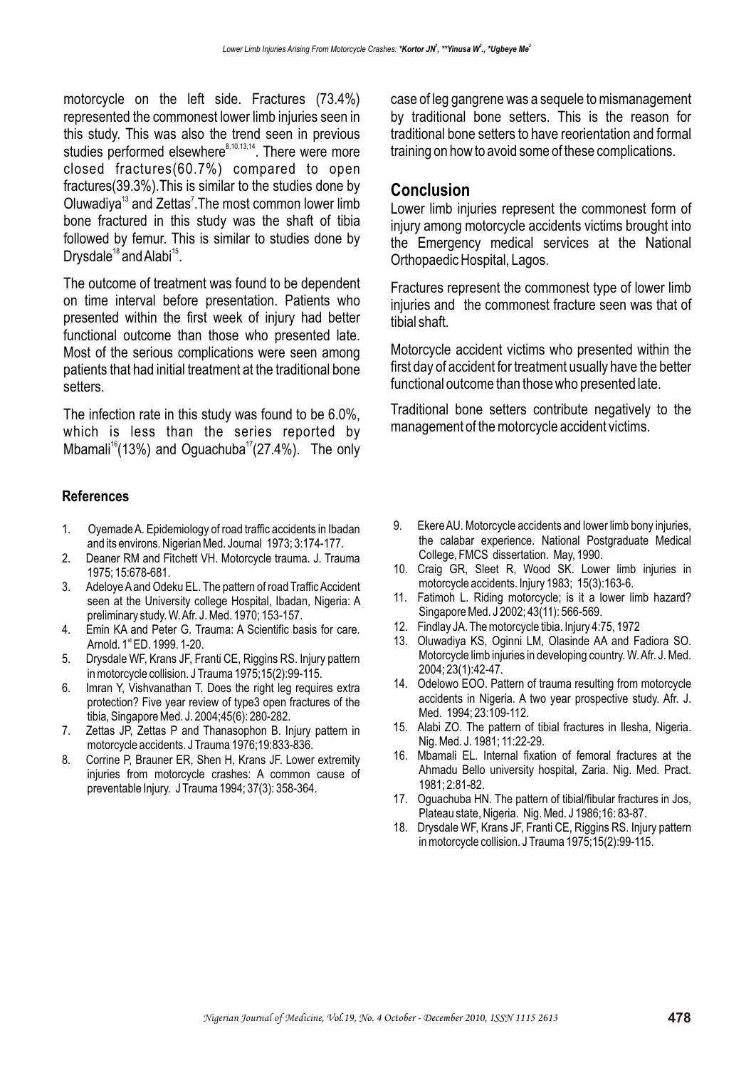motorcycle on the left side. Fractures (73.4%) represented the commonest lower limb injuries seen in this study. This was also the trend seen in previous studies performed elsewhere[8,10,13,14]. There were more closed fractures(60.7%) compared to open fractures(39.3%).This is similar to the studies done by Oluwadiya[13] and Zettas[7].The most common lower limb bone fractured in this study was the shaft of tibia followed by femur. This is similar to studies done by Drysdale[18] and Alabi[15].

The outcome of treatment was found to be dependent on time interval before presentation. Patients who presented within the first week of injury had better functional outcome than those who presented late. Most of the serious complications were seen among patients that had initial treatment at the traditional bone setters.

The infection rate in this study was found to be 6.0%, which is less than the series reported by Mbamali[16](13%) and Oguachuba[17](27.4%). The only case of leg gangrene was a sequele to mismanagement by traditional bone setters. This is the reason for traditional bone setters to have reorientation and formal training on how to avoid some of these complications.

## Conclusion

Lower limb injuries represent the commonest form of injury among motorcycle accidents victims brought into the Emergency medical services at the National Orthopaedic Hospital, Lagos.

Fractures represent the commonest type of lower limb injuries and the commonest fracture seen was that of tibial shaft.

Motorcycle accident victims who presented within the first day of accident for treatment usually have the better functional outcome than those who presented late.

Traditional bone setters contribute negatively to the management of the motorcycle accident victims.

### References

1. Oyemade A. Epidemiology of road traffic accidents in Ibadan and its environs. Nigerian Med. Journal 1973; 3:174-177.
2. Deaner RM and Fitchett VH. Motorcycle trauma. J. Trauma 1975; 15:678-681.
3. Adeloye A and Odeku EL. The pattern of road Traffic Accident seen at the University college Hospital, Ibadan, Nigeria: A preliminary study. W. Afr. J. Med. 1970; 153-157.
4. Emin KA and Peter G. Trauma: A Scientific basis for care. Arnold. 1st ED. 1999. 1-20.
5. Drysdale WF, Krans JF, Franti CE, Riggins RS. Injury pattern in motorcycle collision. J Trauma 1975;15(2):99-115.
6. Imran Y, Vishvanathan T. Does the right leg requires extra protection? Five year review of type3 open fractures of the tibia, Singapore Med. J. 2004;45(6): 280-282.
7. Zettas JP, Zettas P and Thanasophon B. Injury pattern in motorcycle accidents. J Trauma 1976;19:833-836.
8. Corrine P, Brauner ER, Shen H, Krans JF. Lower extremity injuries from motorcycle crashes: A common cause of preventable Injury. J Trauma 1994; 37(3): 358-364.
9. Ekere AU. Motorcycle accidents and lower limb bony injuries, the calabar experience. National Postgraduate Medical College, FMCS dissertation. May, 1990.
10. Craig GR, Sleet R, Wood SK. Lower limb injuries in motorcycle accidents. Injury 1983; 15(3):163-6.
11. Fatimoh L. Riding motorcycle; is it a lower limb hazard? Singapore Med. J 2002; 43(11): 566-569.
12. Findlay JA. The motorcycle tibia. Injury 4:75, 1972
13. Oluwadiya KS, Oginni LM, Olasinde AA and Fadiora SO. Motorcycle limb injuries in developing country. W. Afr. J. Med. 2004; 23(1):42-47.
14. Odelowo EOO. Pattern of trauma resulting from motorcycle accidents in Nigeria. A two year prospective study. Afr. J. Med. 1994; 23:109-112.
15. Alabi ZO. The pattern of tibial fractures in Ilesha, Nigeria. Nig. Med. J. 1981; 11:22-29.
16. Mbamali EL. Internal fixation of femoral fractures at the Ahmadu Bello university hospital, Zaria. Nig. Med. Pract. 1981; 2:81-82.
17. Oguachuba HN. The pattern of tibial/fibular fractures in Jos, Plateau state, Nigeria. Nig. Med. J 1986;16: 83-87.
18. Drysdale WF, Krans JF, Franti CE, Riggins RS. Injury pattern in motorcycle collision. J Trauma 1975;15(2):99-115.